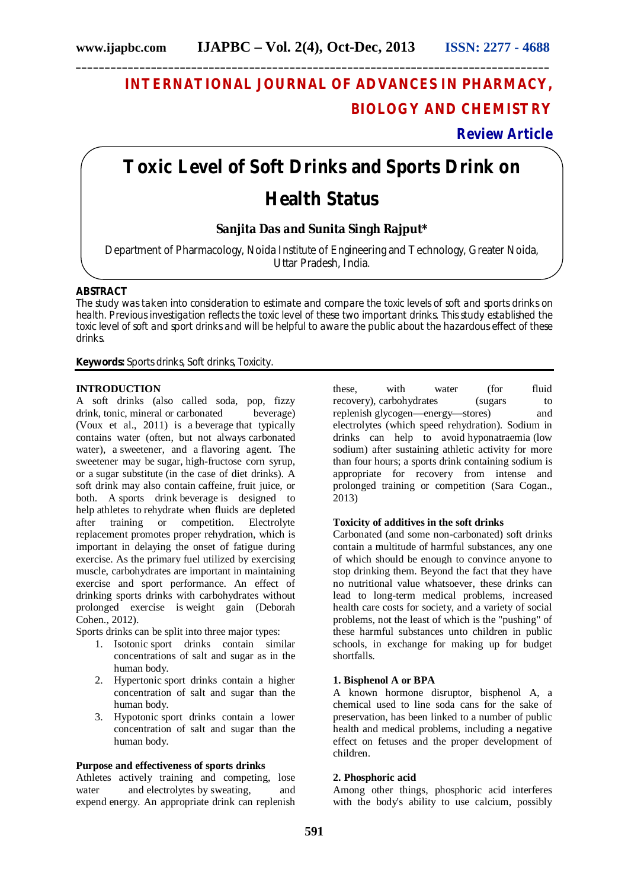# INTERNATIONAL JOURNAL OF ADVANCES IN PHARMACY, BIOLOGY AND CHEMISTRY

**Review Article**

# Toxic Level of Soft Drinks and Sports Drink on Health Status

**Sanjita Das and Sunita Singh Rajput***

Department of Pharmacology, Noida Institute of Engineering and Technology, Greater Noida, Uttar Pradesh, India.

## ABSTRACT

The study was taken into consideration to estimate and compare the toxic levels of soft and sports drinks on health. Previous investigation reflects the toxic level of these two important drinks. This study established the toxic level of soft and sport drinks and will be helpful to aware the public about the hazardous effect of these drinks.

**Keywords:** Sports drinks, Soft drinks, Toxicity.

## INTRODUCTION

A soft drinks (also called soda, pop, fizzy drink, tonic, mineral or carbonated beverage) (Voux et al., 2011) is a beverage that typically contains water (often, but not always carbonated water), a sweetener, and a flavoring agent. The sweetener may be sugar, high-fructose corn syrup, or a sugar substitute (in the case of diet drinks). A soft drink may also contain caffeine, fruit juice, or both. A sports drink beverage is designed to help athletes to rehydrate when fluids are depleted after training or competition. Electrolyte replacement promotes proper rehydration, which is important in delaying the onset of fatigue during exercise. As the primary fuel utilized by exercising muscle, carbohydrates are important in maintaining exercise and sport performance. An effect of drinking sports drinks with carbohydrates without prolonged exercise is weight gain (Deborah Cohen., 2012).

Sports drinks can be split into three major types:

1. Isotonic sport drinks contain similar concentrations of salt and sugar as in the human body.
2. Hypertonic sport drinks contain a higher concentration of salt and sugar than the human body.
3. Hypotonic sport drinks contain a lower concentration of salt and sugar than the human body.

### Purpose and effectiveness of sports drinks

Athletes actively training and competing, lose water and electrolytes by sweating, and expend energy. An appropriate drink can replenish these, with water (for fluid recovery), carbohydrates (sugars to replenish glycogen—energy—stores) and electrolytes (which speed rehydration). Sodium in drinks can help to avoid hyponatraemia (low sodium) after sustaining athletic activity for more than four hours; a sports drink containing sodium is appropriate for recovery from intense and prolonged training or competition (Sara Cogan., 2013)

### Toxicity of additives in the soft drinks

Carbonated (and some non-carbonated) soft drinks contain a multitude of harmful substances, any one of which should be enough to convince anyone to stop drinking them. Beyond the fact that they have no nutritional value whatsoever, these drinks can lead to long-term medical problems, increased health care costs for society, and a variety of social problems, not the least of which is the "pushing" of these harmful substances unto children in public schools, in exchange for making up for budget shortfalls.

### 1. Bisphenol A or BPA

A known hormone disruptor, bisphenol A, a chemical used to line soda cans for the sake of preservation, has been linked to a number of public health and medical problems, including a negative effect on fetuses and the proper development of children.

### 2. Phosphoric acid

Among other things, phosphoric acid interferes with the body's ability to use calcium, possibly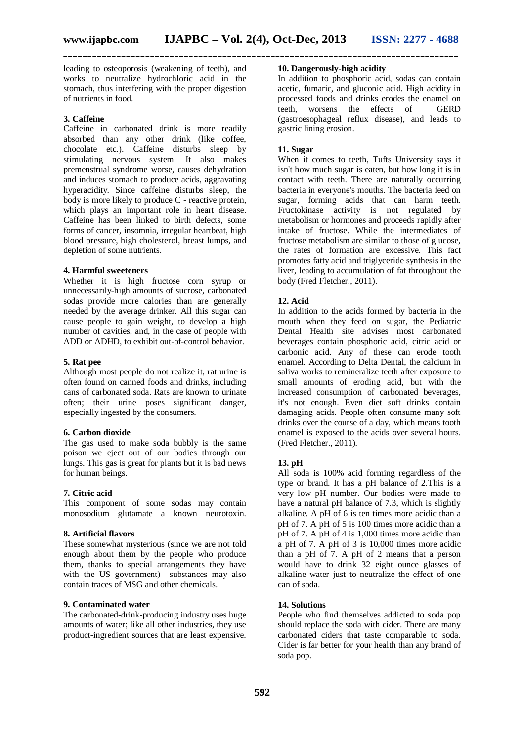leading to osteoporosis (weakening of teeth), and works to neutralize hydrochloric acid in the stomach, thus interfering with the proper digestion of nutrients in food.

### 3. Caffeine

Caffeine in carbonated drink is more readily absorbed than any other drink (like coffee, chocolate etc.). Caffeine disturbs sleep by stimulating nervous system. It also makes premenstrual syndrome worse, causes dehydration and induces stomach to produce acids, aggravating hyperacidity. Since caffeine disturbs sleep, the body is more likely to produce C - reactive protein, which plays an important role in heart disease. Caffeine has been linked to birth defects, some forms of cancer, insomnia, irregular heartbeat, high blood pressure, high cholesterol, breast lumps, and depletion of some nutrients.

### 4. Harmful sweeteners

Whether it is high fructose corn syrup or unnecessarily-high amounts of sucrose, carbonated sodas provide more calories than are generally needed by the average drinker. All this sugar can cause people to gain weight, to develop a high number of cavities, and, in the case of people with ADD or ADHD, to exhibit out-of-control behavior.

### 5. Rat pee

Although most people do not realize it, rat urine is often found on canned foods and drinks, including cans of carbonated soda. Rats are known to urinate often; their urine poses significant danger, especially ingested by the consumers.

### 6. Carbon dioxide

The gas used to make soda bubbly is the same poison we eject out of our bodies through our lungs. This gas is great for plants but it is bad news for human beings.

### 7. Citric acid

This component of some sodas may contain monosodium glutamate a known neurotoxin.

### 8. Artificial flavors

These somewhat mysterious (since we are not told enough about them by the people who produce them, thanks to special arrangements they have with the US government) substances may also contain traces of MSG and other chemicals.

### 9. Contaminated water

The carbonated-drink-producing industry uses huge amounts of water; like all other industries, they use product-ingredient sources that are least expensive.

### 10. Dangerously-high acidity

In addition to phosphoric acid, sodas can contain acetic, fumaric, and gluconic acid. High acidity in processed foods and drinks erodes the enamel on teeth, worsens the effects of GERD (gastroesophageal reflux disease), and leads to gastric lining erosion.

### 11. Sugar

When it comes to teeth, Tufts University says it isn't how much sugar is eaten, but how long it is in contact with teeth. There are naturally occurring bacteria in everyone's mouths. The bacteria feed on sugar, forming acids that can harm teeth. Fructokinase activity is not regulated by metabolism or hormones and proceeds rapidly after intake of fructose. While the intermediates of fructose metabolism are similar to those of glucose, the rates of formation are excessive. This fact promotes fatty acid and triglyceride synthesis in the liver, leading to accumulation of fat throughout the body (Fred Fletcher., 2011).

### 12. Acid

In addition to the acids formed by bacteria in the mouth when they feed on sugar, the Pediatric Dental Health site advises most carbonated beverages contain phosphoric acid, citric acid or carbonic acid. Any of these can erode tooth enamel. According to Delta Dental, the calcium in saliva works to remineralize teeth after exposure to small amounts of eroding acid, but with the increased consumption of carbonated beverages, it's not enough. Even diet soft drinks contain damaging acids. People often consume many soft drinks over the course of a day, which means tooth enamel is exposed to the acids over several hours. (Fred Fletcher., 2011).

### 13. pH

All soda is 100% acid forming regardless of the type or brand. It has a pH balance of 2.This is a very low pH number. Our bodies were made to have a natural pH balance of 7.3, which is slightly alkaline. A pH of 6 is ten times more acidic than a pH of 7. A pH of 5 is 100 times more acidic than a pH of 7. A pH of 4 is 1,000 times more acidic than a pH of 7. A pH of 3 is 10,000 times more acidic than a pH of 7. A pH of 2 means that a person would have to drink 32 eight ounce glasses of alkaline water just to neutralize the effect of one can of soda.

### 14. Solutions

People who find themselves addicted to soda pop should replace the soda with cider. There are many carbonated ciders that taste comparable to soda. Cider is far better for your health than any brand of soda pop.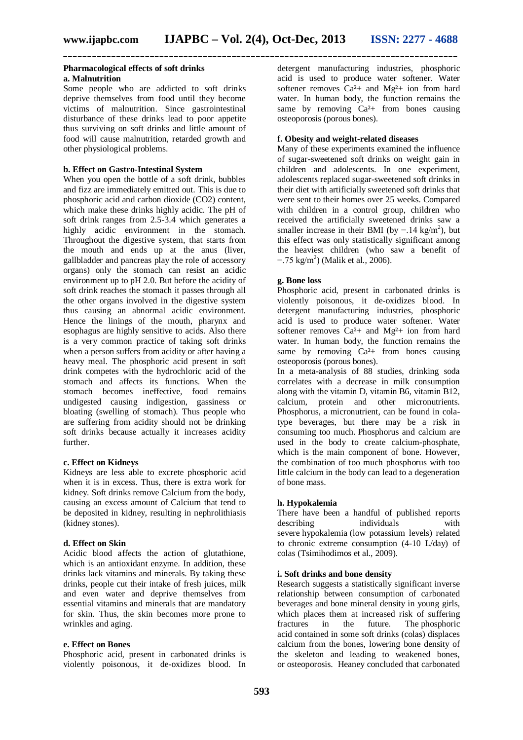## Pharmacological effects of soft drinks

### a. Malnutrition

Some people who are addicted to soft drinks deprive themselves from food until they become victims of malnutrition. Since gastrointestinal disturbance of these drinks lead to poor appetite thus surviving on soft drinks and little amount of food will cause malnutrition, retarded growth and other physiological problems.

### b. Effect on Gastro-Intestinal System

When you open the bottle of a soft drink, bubbles and fizz are immediately emitted out. This is due to phosphoric acid and carbon dioxide ($CO_2$) content, which make these drinks highly acidic. The pH of soft drink ranges from 2.5-3.4 which generates a highly acidic environment in the stomach. Throughout the digestive system, that starts from the mouth and ends up at the anus (liver, gallbladder and pancreas play the role of accessory organs) only the stomach can resist an acidic environment up to pH 2.0. But before the acidity of soft drink reaches the stomach it passes through all the other organs involved in the digestive system thus causing an abnormal acidic environment. Hence the linings of the mouth, pharynx and esophagus are highly sensitive to acids. Also there is a very common practice of taking soft drinks when a person suffers from acidity or after having a heavy meal. The phosphoric acid present in soft drink competes with the hydrochloric acid of the stomach and affects its functions. When the stomach becomes ineffective, food remains undigested causing indigestion, gassiness or bloating (swelling of stomach). Thus people who are suffering from acidity should not be drinking soft drinks because actually it increases acidity further.

### c. Effect on Kidneys

Kidneys are less able to excrete phosphoric acid when it is in excess. Thus, there is extra work for kidney. Soft drinks remove Calcium from the body, causing an excess amount of Calcium that tend to be deposited in kidney, resulting in nephrolithiasis (kidney stones).

### d. Effect on Skin

Acidic blood affects the action of glutathione, which is an antioxidant enzyme. In addition, these drinks lack vitamins and minerals. By taking these drinks, people cut their intake of fresh juices, milk and even water and deprive themselves from essential vitamins and minerals that are mandatory for skin. Thus, the skin becomes more prone to wrinkles and aging.

### e. Effect on Bones

Phosphoric acid, present in carbonated drinks is violently poisonous, it de-oxidizes blood. In detergent manufacturing industries, phosphoric acid is used to produce water softener. Water softener removes $Ca^{2+}$ and $Mg^{2+}$ ion from hard water. In human body, the function remains the same by removing $Ca^{2+}$ from bones causing osteoporosis (porous bones).

### f. Obesity and weight-related diseases

Many of these experiments examined the influence of sugar-sweetened soft drinks on weight gain in children and adolescents. In one experiment, adolescents replaced sugar-sweetened soft drinks in their diet with artificially sweetened soft drinks that were sent to their homes over 25 weeks. Compared with children in a control group, children who received the artificially sweetened drinks saw a smaller increase in their BMI (by $-.14$ kg/m$^2$), but this effect was only statistically significant among the heaviest children (who saw a benefit of $-.75$ kg/m$^2$) (Malik et al., 2006).

### g. Bone loss

Phosphoric acid, present in carbonated drinks is violently poisonous, it de-oxidizes blood. In detergent manufacturing industries, phosphoric acid is used to produce water softener. Water softener removes $Ca^{2+}$ and $Mg^{2+}$ ion from hard water. In human body, the function remains the same by removing $Ca^{2+}$ from bones causing osteoporosis (porous bones).

In a meta-analysis of 88 studies, drinking soda correlates with a decrease in milk consumption along with the vitamin D, vitamin B6, vitamin B12, calcium, protein and other micronutrients. Phosphorus, a micronutrient, can be found in cola-type beverages, but there may be a risk in consuming too much. Phosphorus and calcium are used in the body to create calcium-phosphate, which is the main component of bone. However, the combination of too much phosphorus with too little calcium in the body can lead to a degeneration of bone mass.

### h. Hypokalemia

There have been a handful of published reports describing individuals with severe hypokalemia (low potassium levels) related to chronic extreme consumption (4-10 L/day) of colas (Tsimihodimos et al., 2009).

### i. Soft drinks and bone density

Research suggests a statistically significant inverse relationship between consumption of carbonated beverages and bone mineral density in young girls, which places them at increased risk of suffering fractures in the future. The phosphoric acid contained in some soft drinks (colas) displaces calcium from the bones, lowering bone density of the skeleton and leading to weakened bones, or osteoporosis. Heaney concluded that carbonated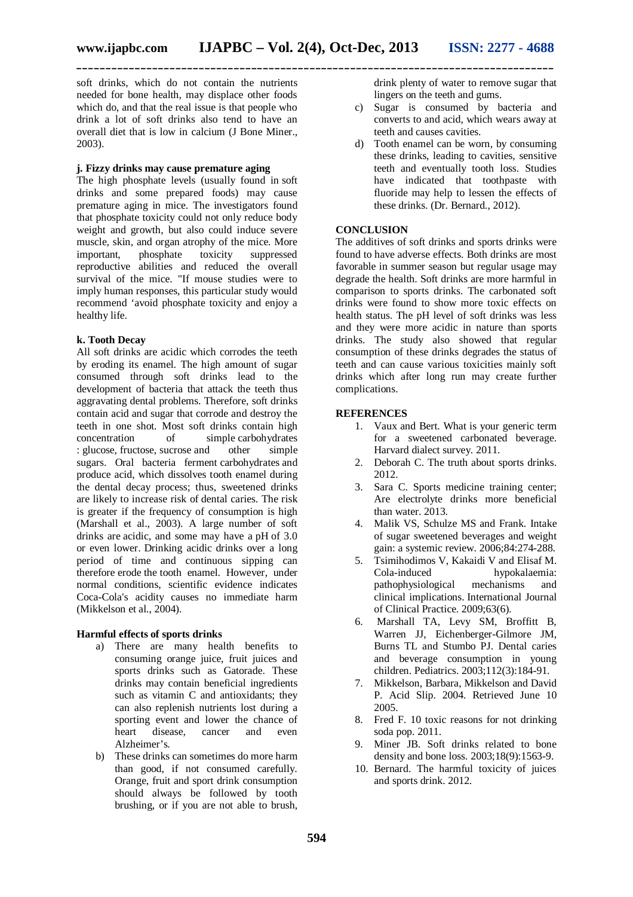soft drinks, which do not contain the nutrients needed for bone health, may displace other foods which do, and that the real issue is that people who drink a lot of soft drinks also tend to have an overall diet that is low in calcium (J Bone Miner., 2003).

**j. Fizzy drinks may cause premature aging**

The high phosphate levels (usually found in soft drinks and some prepared foods) may cause premature aging in mice. The investigators found that phosphate toxicity could not only reduce body weight and growth, but also could induce severe muscle, skin, and organ atrophy of the mice. More important, phosphate toxicity suppressed reproductive abilities and reduced the overall survival of the mice. "If mouse studies were to imply human responses, this particular study would recommend 'avoid phosphate toxicity and enjoy a healthy life.

**k. Tooth Decay**

All soft drinks are acidic which corrodes the teeth by eroding its enamel. The high amount of sugar consumed through soft drinks lead to the development of bacteria that attack the teeth thus aggravating dental problems. Therefore, soft drinks contain acid and sugar that corrode and destroy the teeth in one shot. Most soft drinks contain high concentration of simple carbohydrates : glucose, fructose, sucrose and other simple sugars. Oral bacteria ferment carbohydrates and produce acid, which dissolves tooth enamel during the dental decay process; thus, sweetened drinks are likely to increase risk of dental caries. The risk is greater if the frequency of consumption is high (Marshall et al., 2003). A large number of soft drinks are acidic, and some may have a pH of 3.0 or even lower. Drinking acidic drinks over a long period of time and continuous sipping can therefore erode the tooth enamel. However, under normal conditions, scientific evidence indicates Coca-Cola's acidity causes no immediate harm (Mikkelson et al., 2004).

**Harmful effects of sports drinks**

a) There are many health benefits to consuming orange juice, fruit juices and sports drinks such as Gatorade. These drinks may contain beneficial ingredients such as vitamin C and antioxidants; they can also replenish nutrients lost during a sporting event and lower the chance of heart disease, cancer and even Alzheimer's.
b) These drinks can sometimes do more harm than good, if not consumed carefully. Orange, fruit and sport drink consumption should always be followed by tooth brushing, or if you are not able to brush, drink plenty of water to remove sugar that lingers on the teeth and gums.
c) Sugar is consumed by bacteria and converts to and acid, which wears away at teeth and causes cavities.
d) Tooth enamel can be worn, by consuming these drinks, leading to cavities, sensitive teeth and eventually tooth loss. Studies have indicated that toothpaste with fluoride may help to lessen the effects of these drinks. (Dr. Bernard., 2012).

**CONCLUSION**

The additives of soft drinks and sports drinks were found to have adverse effects. Both drinks are most favorable in summer season but regular usage may degrade the health. Soft drinks are more harmful in comparison to sports drinks. The carbonated soft drinks were found to show more toxic effects on health status. The pH level of soft drinks was less and they were more acidic in nature than sports drinks. The study also showed that regular consumption of these drinks degrades the status of teeth and can cause various toxicities mainly soft drinks which after long run may create further complications.

**REFERENCES**

1. Vaux and Bert. What is your generic term for a sweetened carbonated beverage. Harvard dialect survey. 2011.
2. Deborah C. The truth about sports drinks. 2012.
3. Sara C. Sports medicine training center; Are electrolyte drinks more beneficial than water. 2013.
4. Malik VS, Schulze MS and Frank. Intake of sugar sweetened beverages and weight gain: a systemic review. 2006;84:274-288.
5. Tsimihodimos V, Kakaidi V and Elisaf M. Cola-induced hypokalaemia: pathophysiological mechanisms and clinical implications. International Journal of Clinical Practice. 2009;63(6).
6. Marshall TA, Levy SM, Broffitt B, Warren JJ, Eichenberger-Gilmore JM, Burns TL and Stumbo PJ. Dental caries and beverage consumption in young children. Pediatrics. 2003;112(3):184-91.
7. Mikkelson, Barbara, Mikkelson and David P. Acid Slip. 2004. Retrieved June 10 2005.
8. Fred F. 10 toxic reasons for not drinking soda pop. 2011.
9. Miner JB. Soft drinks related to bone density and bone loss. 2003;18(9):1563-9.
10. Bernard. The harmful toxicity of juices and sports drink. 2012.